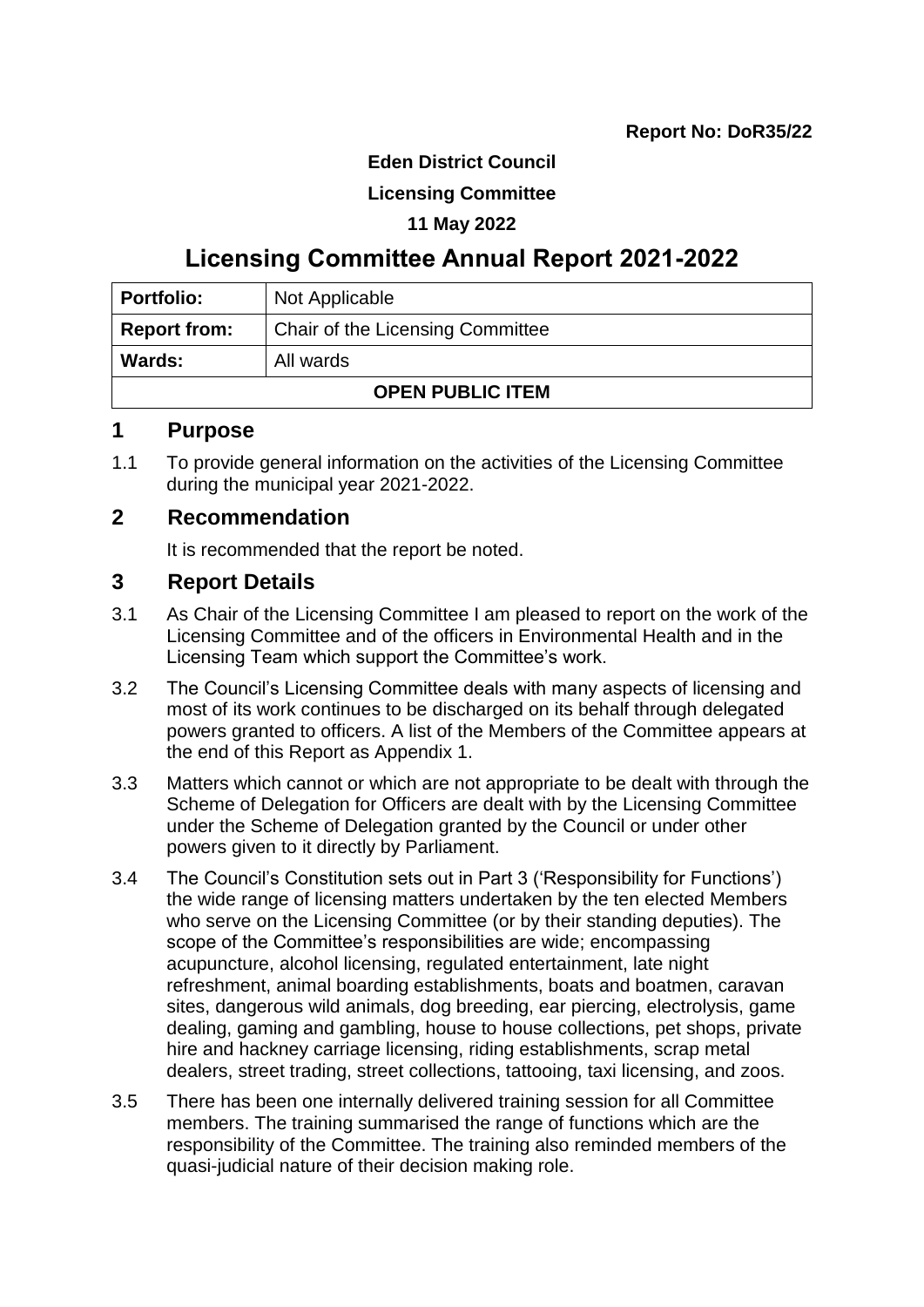**Report No: DoR35/22**

**Eden District Council**

**Licensing Committee**

**11 May 2022**

# Licensing Committee Annual Report 2021-2022

| **Portfolio:** | Not Applicable |
|---|---|
| **Report from:** | Chair of the Licensing Committee |
| **Wards:** | All wards |
| **OPEN PUBLIC ITEM** | |

## 1 Purpose

1.1 To provide general information on the activities of the Licensing Committee during the municipal year 2021-2022.

## 2 Recommendation

It is recommended that the report be noted.

## 3 Report Details

3.1 As Chair of the Licensing Committee I am pleased to report on the work of the Licensing Committee and of the officers in Environmental Health and in the Licensing Team which support the Committee's work.

3.2 The Council's Licensing Committee deals with many aspects of licensing and most of its work continues to be discharged on its behalf through delegated powers granted to officers. A list of the Members of the Committee appears at the end of this Report as Appendix 1.

3.3 Matters which cannot or which are not appropriate to be dealt with through the Scheme of Delegation for Officers are dealt with by the Licensing Committee under the Scheme of Delegation granted by the Council or under other powers given to it directly by Parliament.

3.4 The Council's Constitution sets out in Part 3 ('Responsibility for Functions') the wide range of licensing matters undertaken by the ten elected Members who serve on the Licensing Committee (or by their standing deputies). The scope of the Committee's responsibilities are wide; encompassing acupuncture, alcohol licensing, regulated entertainment, late night refreshment, animal boarding establishments, boats and boatmen, caravan sites, dangerous wild animals, dog breeding, ear piercing, electrolysis, game dealing, gaming and gambling, house to house collections, pet shops, private hire and hackney carriage licensing, riding establishments, scrap metal dealers, street trading, street collections, tattooing, taxi licensing, and zoos.

3.5 There has been one internally delivered training session for all Committee members. The training summarised the range of functions which are the responsibility of the Committee. The training also reminded members of the quasi-judicial nature of their decision making role.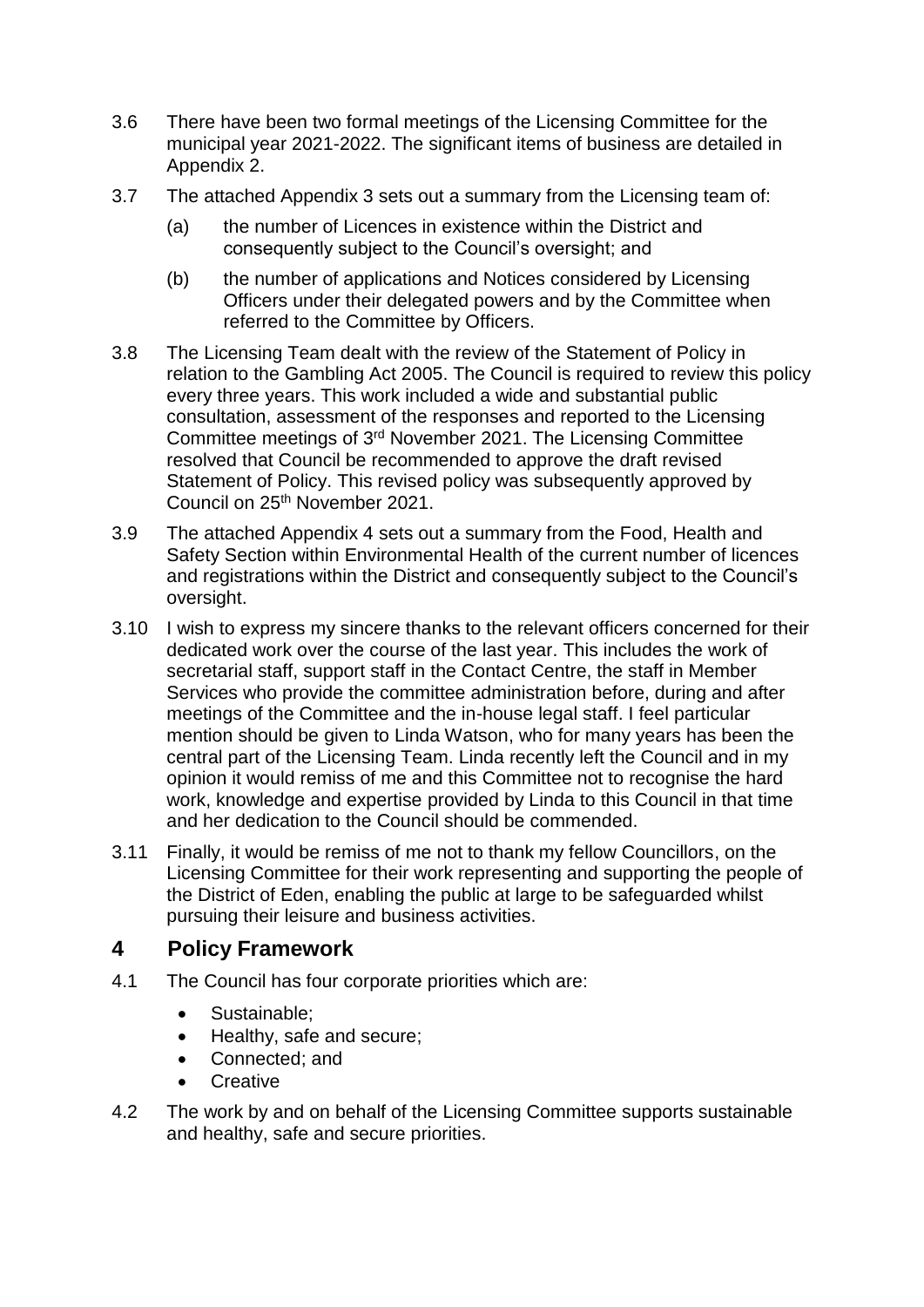3.6 There have been two formal meetings of the Licensing Committee for the municipal year 2021-2022. The significant items of business are detailed in Appendix 2.

3.7 The attached Appendix 3 sets out a summary from the Licensing team of:

(a) the number of Licences in existence within the District and consequently subject to the Council's oversight; and

(b) the number of applications and Notices considered by Licensing Officers under their delegated powers and by the Committee when referred to the Committee by Officers.

3.8 The Licensing Team dealt with the review of the Statement of Policy in relation to the Gambling Act 2005. The Council is required to review this policy every three years. This work included a wide and substantial public consultation, assessment of the responses and reported to the Licensing Committee meetings of 3rd November 2021. The Licensing Committee resolved that Council be recommended to approve the draft revised Statement of Policy. This revised policy was subsequently approved by Council on 25th November 2021.

3.9 The attached Appendix 4 sets out a summary from the Food, Health and Safety Section within Environmental Health of the current number of licences and registrations within the District and consequently subject to the Council's oversight.

3.10 I wish to express my sincere thanks to the relevant officers concerned for their dedicated work over the course of the last year. This includes the work of secretarial staff, support staff in the Contact Centre, the staff in Member Services who provide the committee administration before, during and after meetings of the Committee and the in-house legal staff. I feel particular mention should be given to Linda Watson, who for many years has been the central part of the Licensing Team. Linda recently left the Council and in my opinion it would remiss of me and this Committee not to recognise the hard work, knowledge and expertise provided by Linda to this Council in that time and her dedication to the Council should be commended.

3.11 Finally, it would be remiss of me not to thank my fellow Councillors, on the Licensing Committee for their work representing and supporting the people of the District of Eden, enabling the public at large to be safeguarded whilst pursuing their leisure and business activities.

## 4 Policy Framework

4.1 The Council has four corporate priorities which are:

- Sustainable;
- Healthy, safe and secure;
- Connected; and
- Creative

4.2 The work by and on behalf of the Licensing Committee supports sustainable and healthy, safe and secure priorities.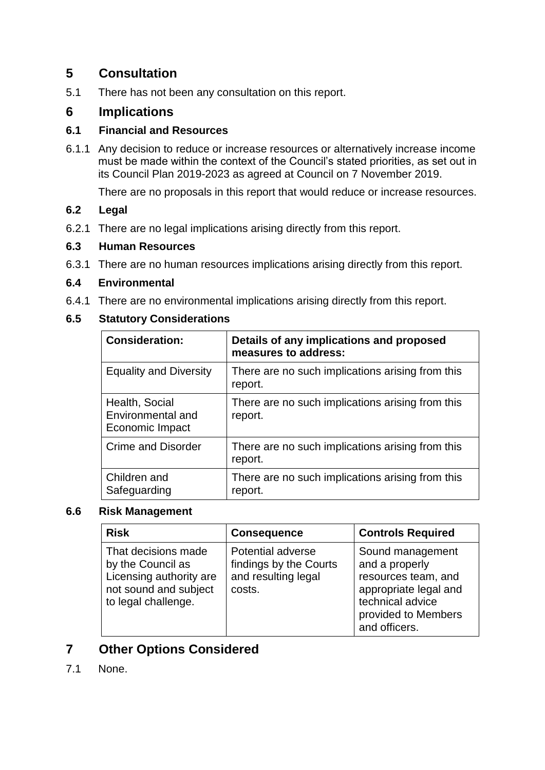## 5 Consultation

5.1 There has not been any consultation on this report.

## 6 Implications

### 6.1 Financial and Resources

6.1.1 Any decision to reduce or increase resources or alternatively increase income must be made within the context of the Council's stated priorities, as set out in its Council Plan 2019-2023 as agreed at Council on 7 November 2019.

There are no proposals in this report that would reduce or increase resources.

### 6.2 Legal

6.2.1 There are no legal implications arising directly from this report.

### 6.3 Human Resources

6.3.1 There are no human resources implications arising directly from this report.

### 6.4 Environmental

6.4.1 There are no environmental implications arising directly from this report.

### 6.5 Statutory Considerations

| Consideration: | Details of any implications and proposed measures to address: |
|---|---|
| Equality and Diversity | There are no such implications arising from this report. |
| Health, Social Environmental and Economic Impact | There are no such implications arising from this report. |
| Crime and Disorder | There are no such implications arising from this report. |
| Children and Safeguarding | There are no such implications arising from this report. |

### 6.6 Risk Management

| Risk | Consequence | Controls Required |
|---|---|---|
| That decisions made by the Council as Licensing authority are not sound and subject to legal challenge. | Potential adverse findings by the Courts and resulting legal costs. | Sound management and a properly resources team, and appropriate legal and technical advice provided to Members and officers. |

## 7 Other Options Considered

7.1 None.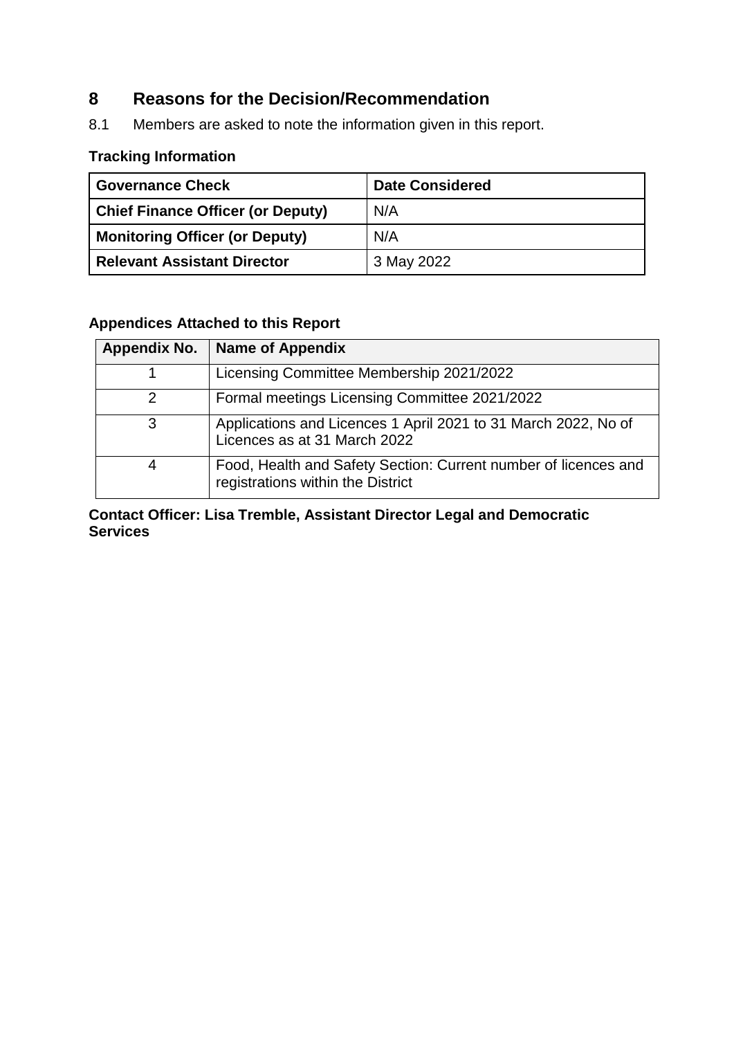## 8 Reasons for the Decision/Recommendation

8.1 Members are asked to note the information given in this report.

**Tracking Information**

| Governance Check | Date Considered |
|---|---|
| **Chief Finance Officer (or Deputy)** | N/A |
| **Monitoring Officer (or Deputy)** | N/A |
| **Relevant Assistant Director** | 3 May 2022 |

**Appendices Attached to this Report**

| Appendix No. | Name of Appendix |
|---|---|
| 1 | Licensing Committee Membership 2021/2022 |
| 2 | Formal meetings Licensing Committee 2021/2022 |
| 3 | Applications and Licences 1 April 2021 to 31 March 2022, No of Licences as at 31 March 2022 |
| 4 | Food, Health and Safety Section: Current number of licences and registrations within the District |

**Contact Officer: Lisa Tremble, Assistant Director Legal and Democratic Services**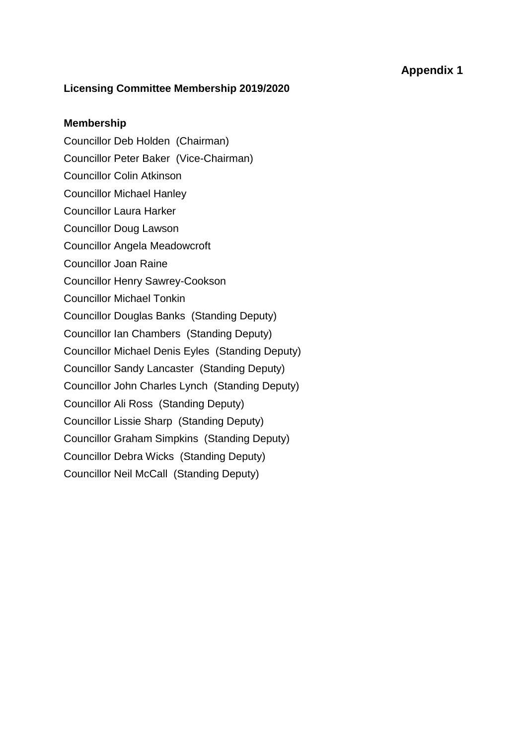**Appendix 1**

**Licensing Committee Membership 2019/2020**

**Membership**

Councillor Deb Holden (Chairman)
Councillor Peter Baker (Vice-Chairman)
Councillor Colin Atkinson
Councillor Michael Hanley
Councillor Laura Harker
Councillor Doug Lawson
Councillor Angela Meadowcroft
Councillor Joan Raine
Councillor Henry Sawrey-Cookson
Councillor Michael Tonkin
Councillor Douglas Banks (Standing Deputy)
Councillor Ian Chambers (Standing Deputy)
Councillor Michael Denis Eyles (Standing Deputy)
Councillor Sandy Lancaster (Standing Deputy)
Councillor John Charles Lynch (Standing Deputy)
Councillor Ali Ross (Standing Deputy)
Councillor Lissie Sharp (Standing Deputy)
Councillor Graham Simpkins (Standing Deputy)
Councillor Debra Wicks (Standing Deputy)
Councillor Neil McCall (Standing Deputy)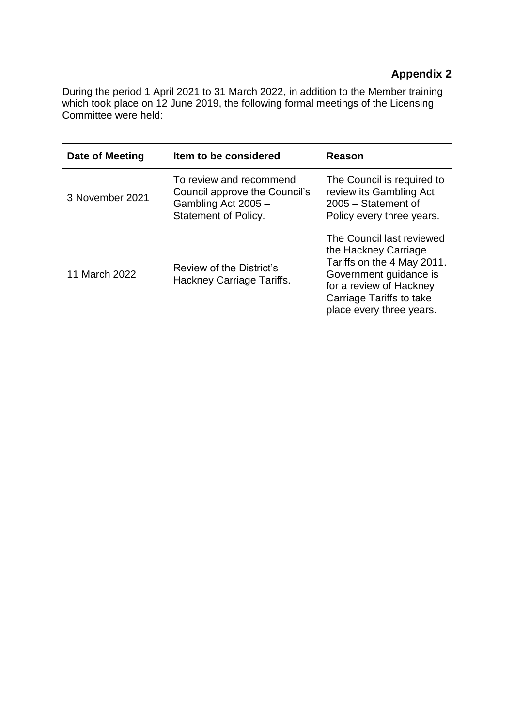**Appendix 2**

During the period 1 April 2021 to 31 March 2022, in addition to the Member training which took place on 12 June 2019, the following formal meetings of the Licensing Committee were held:

| Date of Meeting | Item to be considered | Reason |
|---|---|---|
| 3 November 2021 | To review and recommend Council approve the Council's Gambling Act 2005 – Statement of Policy. | The Council is required to review its Gambling Act 2005 – Statement of Policy every three years. |
| 11 March 2022 | Review of the District's Hackney Carriage Tariffs. | The Council last reviewed the Hackney Carriage Tariffs on the 4 May 2011. Government guidance is for a review of Hackney Carriage Tariffs to take place every three years. |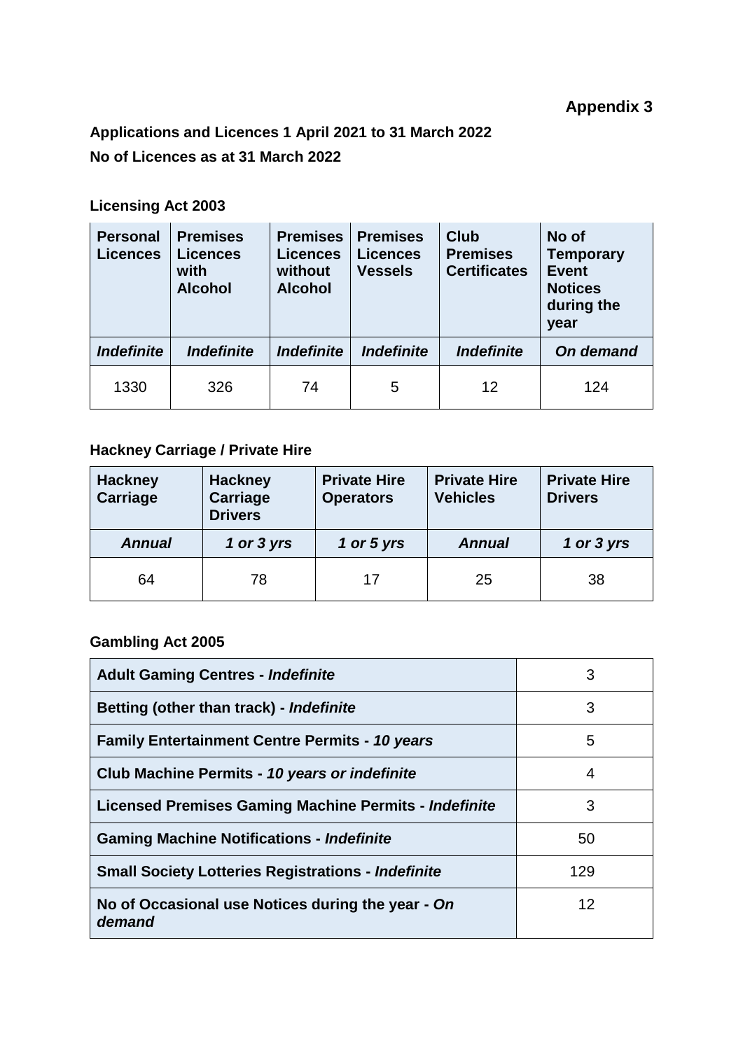**Appendix 3**

**Applications and Licences 1 April 2021 to 31 March 2022**

**No of Licences as at 31 March 2022**

### Licensing Act 2003

| Personal Licences | Premises Licences with Alcohol | Premises Licences without Alcohol | Premises Licences Vessels | Club Premises Certificates | No of Temporary Event Notices during the year |
|---|---|---|---|---|---|
| ***Indefinite*** | ***Indefinite*** | ***Indefinite*** | ***Indefinite*** | ***Indefinite*** | ***On demand*** |
| 1330 | 326 | 74 | 5 | 12 | 124 |

### Hackney Carriage / Private Hire

| Hackney Carriage | Hackney Carriage Drivers | Private Hire Operators | Private Hire Vehicles | Private Hire Drivers |
|---|---|---|---|---|
| ***Annual*** | ***1 or 3 yrs*** | ***1 or 5 yrs*** | ***Annual*** | ***1 or 3 yrs*** |
| 64 | 78 | 17 | 25 | 38 |

### Gambling Act 2005

| | |
|---|---|
| **Adult Gaming Centres - *Indefinite*** | 3 |
| **Betting (other than track) - *Indefinite*** | 3 |
| **Family Entertainment Centre Permits - *10 years*** | 5 |
| **Club Machine Permits - *10 years or indefinite*** | 4 |
| **Licensed Premises Gaming Machine Permits - *Indefinite*** | 3 |
| **Gaming Machine Notifications - *Indefinite*** | 50 |
| **Small Society Lotteries Registrations - *Indefinite*** | 129 |
| **No of Occasional use Notices during the year - *On demand*** | 12 |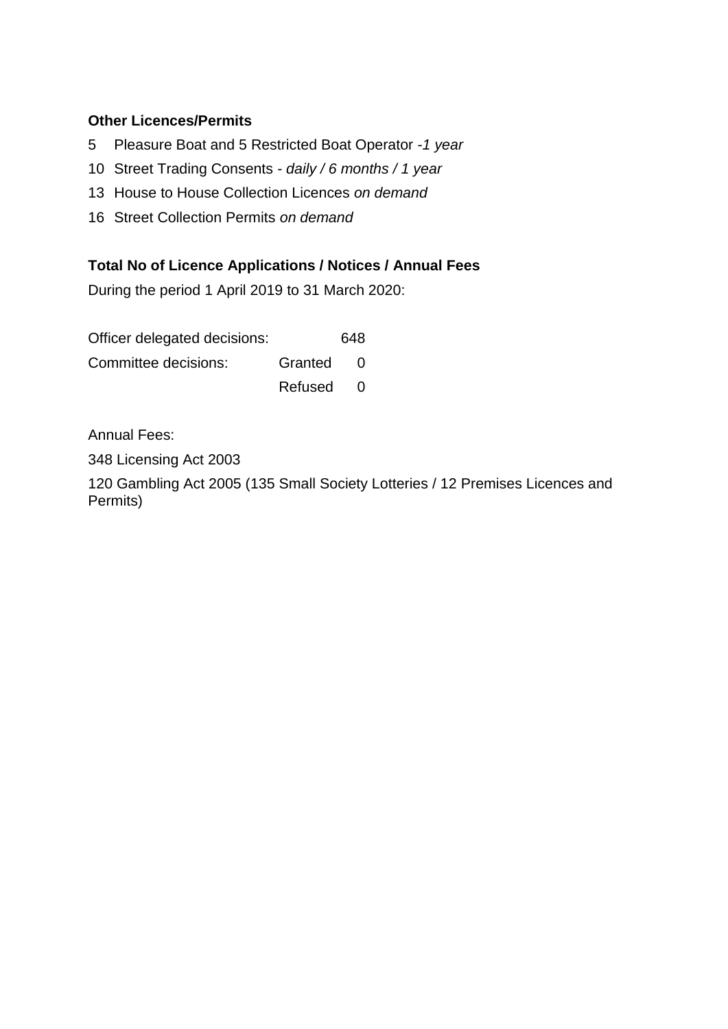**Other Licences/Permits**

5  Pleasure Boat and 5 Restricted Boat Operator -*1 year*

10  Street Trading Consents - *daily / 6 months / 1 year*

13  House to House Collection Licences *on demand*

16  Street Collection Permits *on demand*

**Total No of Licence Applications / Notices / Annual Fees**

During the period 1 April 2019 to 31 March 2020:

| | | |
|---|---|---|
| Officer delegated decisions: | | 648 |
| Committee decisions: | Granted | 0 |
| | Refused | 0 |

Annual Fees:

348 Licensing Act 2003

120 Gambling Act 2005 (135 Small Society Lotteries / 12 Premises Licences and Permits)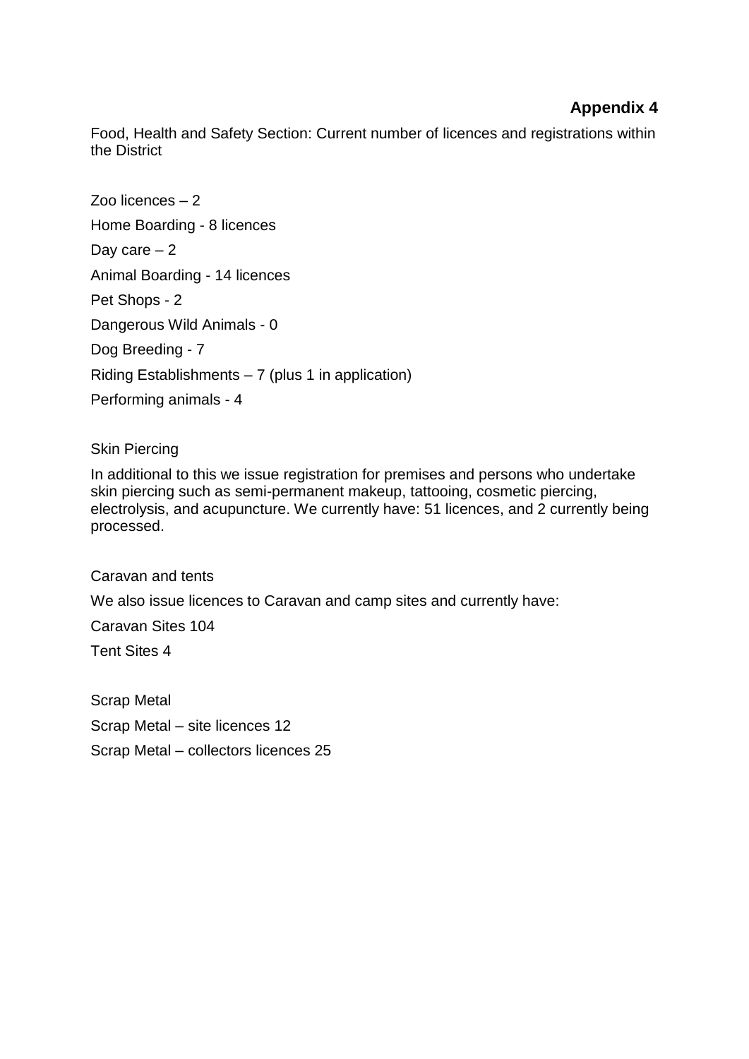**Appendix 4**

Food, Health and Safety Section: Current number of licences and registrations within the District

Zoo licences – 2

Home Boarding - 8 licences

Day care – 2

Animal Boarding - 14 licences

Pet Shops - 2

Dangerous Wild Animals - 0

Dog Breeding - 7

Riding Establishments – 7 (plus 1 in application)

Performing animals - 4

Skin Piercing

In additional to this we issue registration for premises and persons who undertake skin piercing such as semi-permanent makeup, tattooing, cosmetic piercing, electrolysis, and acupuncture. We currently have: 51 licences, and 2 currently being processed.

Caravan and tents

We also issue licences to Caravan and camp sites and currently have:

Caravan Sites 104

Tent Sites 4

Scrap Metal

Scrap Metal – site licences 12

Scrap Metal – collectors licences 25